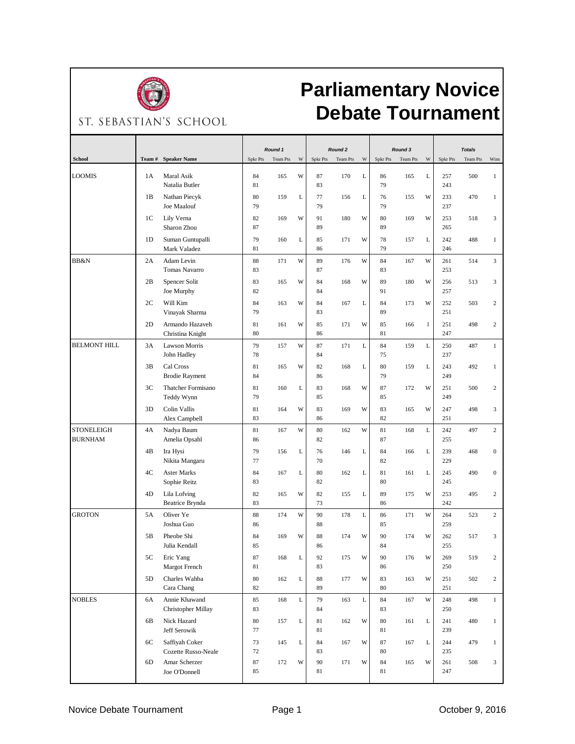ST. SEBASTIAN'S SCHOOL

# Parliamentary Novice Debate Tournament

| School | Team # | Speaker Name | Round 1 | | | Round 2 | | | Round 3 | | | Totals | | |
|---|---|---|---|---|---|---|---|---|---|---|---|---|---|---|
| | | | Spkr Pts | Team Pts | W | Spkr Pts | Team Pts | W | Spkr Pts | Team Pts | W | Spkr Pts | Team Pts | Wins |
| LOOMIS | 1A | Maral Asik | 84 | 165 | W | 87 | 170 | L | 86 | 165 | L | 257 | 500 | 1 |
| | | Natalia Butler | 81 | | | 83 | | | 79 | | | 243 | | |
| | 1B | Nathan Piecyk | 80 | 159 | L | 77 | 156 | L | 76 | 155 | W | 233 | 470 | 1 |
| | | Joe Maalouf | 79 | | | 79 | | | 79 | | | 237 | | |
| | 1C | Lily Verna | 82 | 169 | W | 91 | 180 | W | 80 | 169 | W | 253 | 518 | 3 |
| | | Sharon Zhou | 87 | | | 89 | | | 89 | | | 265 | | |
| | 1D | Suman Guntupalli | 79 | 160 | L | 85 | 171 | W | 78 | 157 | L | 242 | 488 | 1 |
| | | Mark Valadez | 81 | | | 86 | | | 79 | | | 246 | | |
| BB&N | 2A | Adam Levin | 88 | 171 | W | 89 | 176 | W | 84 | 167 | W | 261 | 514 | 3 |
| | | Tomas Navarro | 83 | | | 87 | | | 83 | | | 253 | | |
| | 2B | Spencer Solit | 83 | 165 | W | 84 | 168 | W | 89 | 180 | W | 256 | 513 | 3 |
| | | Joe Murphy | 82 | | | 84 | | | 91 | | | 257 | | |
| | 2C | Will Kim | 84 | 163 | W | 84 | 167 | L | 84 | 173 | W | 252 | 503 | 2 |
| | | Vinayak Sharma | 79 | | | 83 | | | 89 | | | 251 | | |
| | 2D | Armando Hazaveh | 81 | 161 | W | 85 | 171 | W | 85 | 166 | l | 251 | 498 | 2 |
| | | Christina Knight | 80 | | | 86 | | | 81 | | | 247 | | |
| BELMONT HILL | 3A | Lawson Morris | 79 | 157 | W | 87 | 171 | L | 84 | 159 | L | 250 | 487 | 1 |
| | | John Hadley | 78 | | | 84 | | | 75 | | | 237 | | |
| | 3B | Cal Cross | 81 | 165 | W | 82 | 168 | L | 80 | 159 | L | 243 | 492 | 1 |
| | | Brodie Rayment | 84 | | | 86 | | | 79 | | | 249 | | |
| | 3C | Thatcher Formisano | 81 | 160 | L | 83 | 168 | W | 87 | 172 | W | 251 | 500 | 2 |
| | | Teddy Wynn | 79 | | | 85 | | | 85 | | | 249 | | |
| | 3D | Colin Vallis | 81 | 164 | W | 83 | 169 | W | 83 | 165 | W | 247 | 498 | 3 |
| | | Alex Campbell | 83 | | | 86 | | | 82 | | | 251 | | |
| STONELEIGH BURNHAM | 4A | Nadya Baum | 81 | 167 | W | 80 | 162 | W | 81 | 168 | L | 242 | 497 | 2 |
| | | Amelia Opsahl | 86 | | | 82 | | | 87 | | | 255 | | |
| | 4B | Ira Hysi | 79 | 156 | L | 76 | 146 | L | 84 | 166 | L | 239 | 468 | 0 |
| | | Nikita Mangaru | 77 | | | 70 | | | 82 | | | 229 | | |
| | 4C | Aster Marks | 84 | 167 | L | 80 | 162 | L | 81 | 161 | L | 245 | 490 | 0 |
| | | Sophie Reitz | 83 | | | 82 | | | 80 | | | 245 | | |
| | 4D | Lila Lofving | 82 | 165 | W | 82 | 155 | L | 89 | 175 | W | 253 | 495 | 2 |
| | | Beatrice Brynda | 83 | | | 73 | | | 86 | | | 242 | | |
| GROTON | 5A | Oliver Ye | 88 | 174 | W | 90 | 178 | L | 86 | 171 | W | 264 | 523 | 2 |
| | | Joshua Guo | 86 | | | 88 | | | 85 | | | 259 | | |
| | 5B | Pheobe Shi | 84 | 169 | W | 88 | 174 | W | 90 | 174 | W | 262 | 517 | 3 |
| | | Julia Kendall | 85 | | | 86 | | | 84 | | | 255 | | |
| | 5C | Eric Yang | 87 | 168 | L | 92 | 175 | W | 90 | 176 | W | 269 | 519 | 2 |
| | | Margot French | 81 | | | 83 | | | 86 | | | 250 | | |
| | 5D | Charles Wahba | 80 | 162 | L | 88 | 177 | W | 83 | 163 | W | 251 | 502 | 2 |
| | | Cara Chang | 82 | | | 89 | | | 80 | | | 251 | | |
| NOBLES | 6A | Annie Khawand | 85 | 168 | L | 79 | 163 | L | 84 | 167 | W | 248 | 498 | 1 |
| | | Christopher Millay | 83 | | | 84 | | | 83 | | | 250 | | |
| | 6B | Nick Hazard | 80 | 157 | L | 81 | 162 | W | 80 | 161 | L | 241 | 480 | 1 |
| | | Jeff Serowik | 77 | | | 81 | | | 81 | | | 239 | | |
| | 6C | Saffiyah Coker | 73 | 145 | L | 84 | 167 | W | 87 | 167 | L | 244 | 479 | 1 |
| | | Cozette Russo-Neale | 72 | | | 83 | | | 80 | | | 235 | | |
| | 6D | Amar Scherzer | 87 | 172 | W | 90 | 171 | W | 84 | 165 | W | 261 | 508 | 3 |
| | | Joe O'Donnell | 85 | | | 81 | | | 81 | | | 247 | | |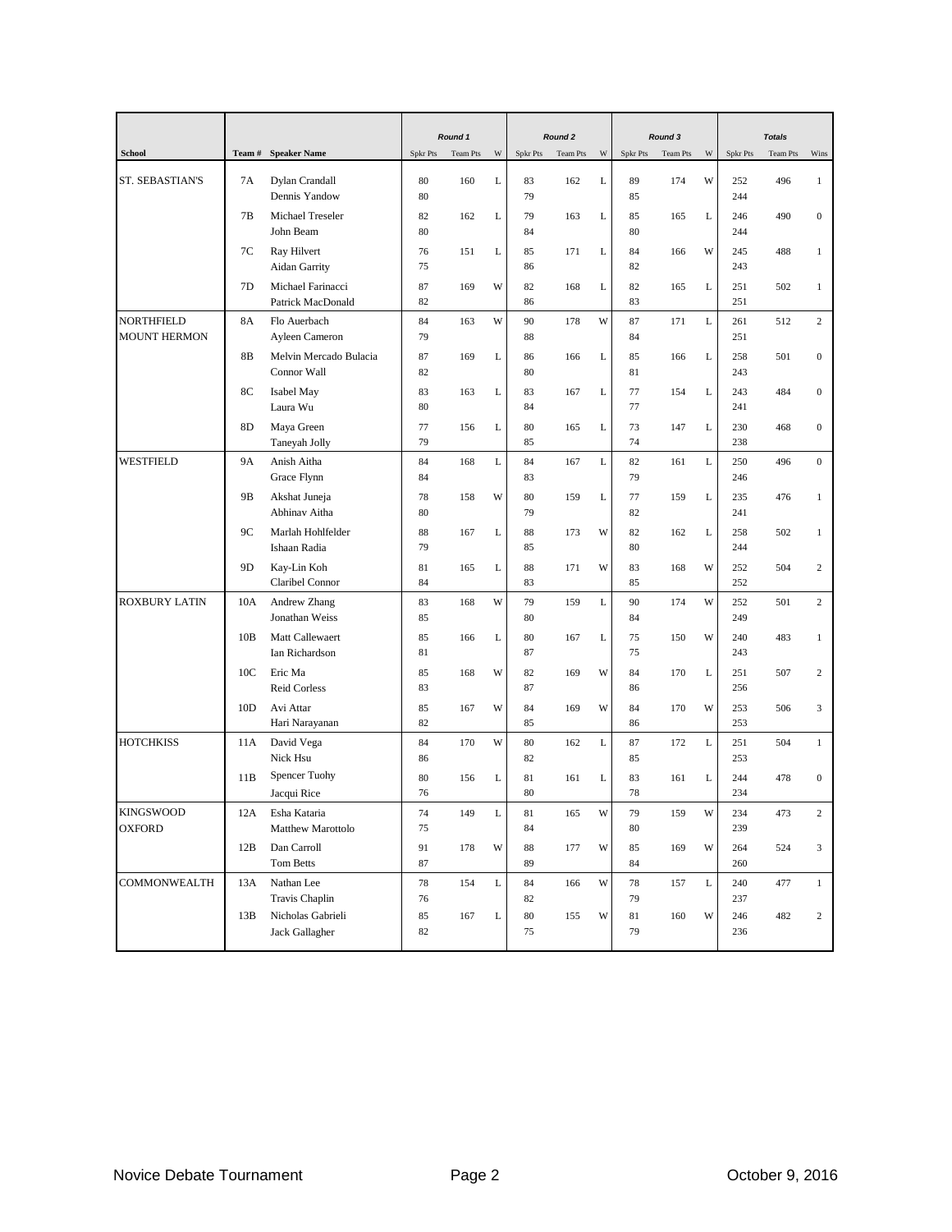| | | | Round 1 | | | Round 2 | | | Round 3 | | | Totals | | |
|---|---|---|---|---|---|---|---|---|---|---|---|---|---|---|
| School | Team # | Speaker Name | Spkr Pts | Team Pts | W | Spkr Pts | Team Pts | W | Spkr Pts | Team Pts | W | Spkr Pts | Team Pts | Wins |
| ST. SEBASTIAN'S | 7A | Dylan Crandall | 80 | 160 | L | 83 | 162 | L | 89 | 174 | W | 252 | 496 | 1 |
| | | Dennis Yandow | 80 | | | 79 | | | 85 | | | 244 | | |
| | 7B | Michael Treseler | 82 | 162 | L | 79 | 163 | L | 85 | 165 | L | 246 | 490 | 0 |
| | | John Beam | 80 | | | 84 | | | 80 | | | 244 | | |
| | 7C | Ray Hilvert | 76 | 151 | L | 85 | 171 | L | 84 | 166 | W | 245 | 488 | 1 |
| | | Aidan Garrity | 75 | | | 86 | | | 82 | | | 243 | | |
| | 7D | Michael Farinacci | 87 | 169 | W | 82 | 168 | L | 82 | 165 | L | 251 | 502 | 1 |
| | | Patrick MacDonald | 82 | | | 86 | | | 83 | | | 251 | | |
| NORTHFIELD MOUNT HERMON | 8A | Flo Auerbach | 84 | 163 | W | 90 | 178 | W | 87 | 171 | L | 261 | 512 | 2 |
| | | Ayleen Cameron | 79 | | | 88 | | | 84 | | | 251 | | |
| | 8B | Melvin Mercado Bulacia | 87 | 169 | L | 86 | 166 | L | 85 | 166 | L | 258 | 501 | 0 |
| | | Connor Wall | 82 | | | 80 | | | 81 | | | 243 | | |
| | 8C | Isabel May | 83 | 163 | L | 83 | 167 | L | 77 | 154 | L | 243 | 484 | 0 |
| | | Laura Wu | 80 | | | 84 | | | 77 | | | 241 | | |
| | 8D | Maya Green | 77 | 156 | L | 80 | 165 | L | 73 | 147 | L | 230 | 468 | 0 |
| | | Taneyah Jolly | 79 | | | 85 | | | 74 | | | 238 | | |
| WESTFIELD | 9A | Anish Aitha | 84 | 168 | L | 84 | 167 | L | 82 | 161 | L | 250 | 496 | 0 |
| | | Grace Flynn | 84 | | | 83 | | | 79 | | | 246 | | |
| | 9B | Akshat Juneja | 78 | 158 | W | 80 | 159 | L | 77 | 159 | L | 235 | 476 | 1 |
| | | Abhinav Aitha | 80 | | | 79 | | | 82 | | | 241 | | |
| | 9C | Marlah Hohlfelder | 88 | 167 | L | 88 | 173 | W | 82 | 162 | L | 258 | 502 | 1 |
| | | Ishaan Radia | 79 | | | 85 | | | 80 | | | 244 | | |
| | 9D | Kay-Lin Koh | 81 | 165 | L | 88 | 171 | W | 83 | 168 | W | 252 | 504 | 2 |
| | | Claribel Connor | 84 | | | 83 | | | 85 | | | 252 | | |
| ROXBURY LATIN | 10A | Andrew Zhang | 83 | 168 | W | 79 | 159 | L | 90 | 174 | W | 252 | 501 | 2 |
| | | Jonathan Weiss | 85 | | | 80 | | | 84 | | | 249 | | |
| | 10B | Matt Callewaert | 85 | 166 | L | 80 | 167 | L | 75 | 150 | W | 240 | 483 | 1 |
| | | Ian Richardson | 81 | | | 87 | | | 75 | | | 243 | | |
| | 10C | Eric Ma | 85 | 168 | W | 82 | 169 | W | 84 | 170 | L | 251 | 507 | 2 |
| | | Reid Corless | 83 | | | 87 | | | 86 | | | 256 | | |
| | 10D | Avi Attar | 85 | 167 | W | 84 | 169 | W | 84 | 170 | W | 253 | 506 | 3 |
| | | Hari Narayanan | 82 | | | 85 | | | 86 | | | 253 | | |
| HOTCHKISS | 11A | David Vega | 84 | 170 | W | 80 | 162 | L | 87 | 172 | L | 251 | 504 | 1 |
| | | Nick Hsu | 86 | | | 82 | | | 85 | | | 253 | | |
| | 11B | Spencer Tuohy | 80 | 156 | L | 81 | 161 | L | 83 | 161 | L | 244 | 478 | 0 |
| | | Jacqui Rice | 76 | | | 80 | | | 78 | | | 234 | | |
| KINGSWOOD OXFORD | 12A | Esha Kataria | 74 | 149 | L | 81 | 165 | W | 79 | 159 | W | 234 | 473 | 2 |
| | | Matthew Marottolo | 75 | | | 84 | | | 80 | | | 239 | | |
| | 12B | Dan Carroll | 91 | 178 | W | 88 | 177 | W | 85 | 169 | W | 264 | 524 | 3 |
| | | Tom Betts | 87 | | | 89 | | | 84 | | | 260 | | |
| COMMONWEALTH | 13A | Nathan Lee | 78 | 154 | L | 84 | 166 | W | 78 | 157 | L | 240 | 477 | 1 |
| | | Travis Chaplin | 76 | | | 82 | | | 79 | | | 237 | | |
| | 13B | Nicholas Gabrieli | 85 | 167 | L | 80 | 155 | W | 81 | 160 | W | 246 | 482 | 2 |
| | | Jack Gallagher | 82 | | | 75 | | | 79 | | | 236 | | |